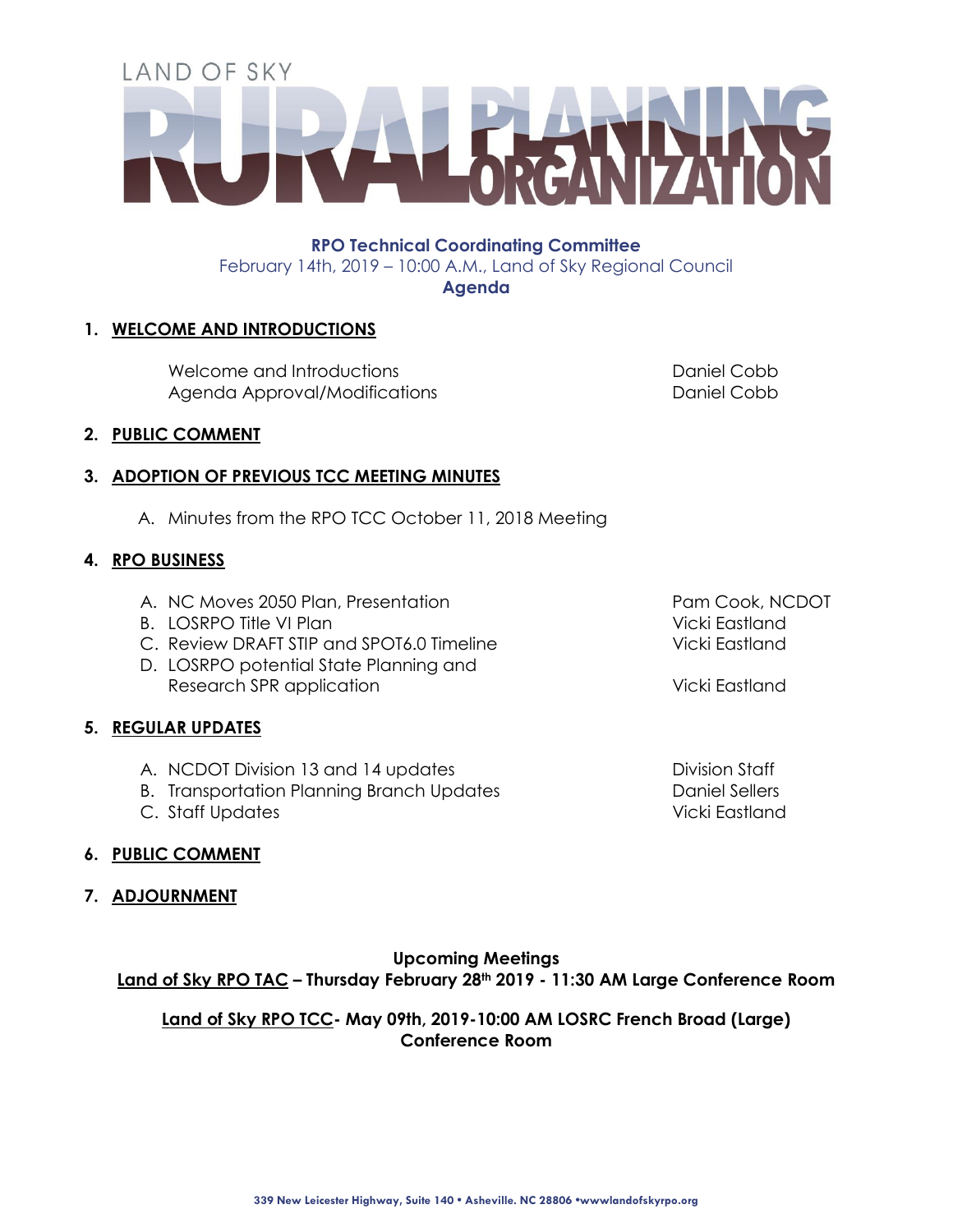# LAND OF SKY RURAL PLANNING ORGANIZATION

**RPO Technical Coordinating Committee**

February 14th, 2019 – 10:00 A.M., Land of Sky Regional Council

**Agenda**

1. **WELCOME AND INTRODUCTIONS**

   Welcome and Introductions — Daniel Cobb
   Agenda Approval/Modifications — Daniel Cobb

2. **PUBLIC COMMENT**

3. **ADOPTION OF PREVIOUS TCC MEETING MINUTES**

   A. Minutes from the RPO TCC October 11, 2018 Meeting

4. **RPO BUSINESS**

   A. NC Moves 2050 Plan, Presentation — Pam Cook, NCDOT
   B. LOSRPO Title VI Plan — Vicki Eastland
   C. Review DRAFT STIP and SPOT6.0 Timeline — Vicki Eastland
   D. LOSRPO potential State Planning and Research SPR application — Vicki Eastland

5. **REGULAR UPDATES**

   A. NCDOT Division 13 and 14 updates — Division Staff
   B. Transportation Planning Branch Updates — Daniel Sellers
   C. Staff Updates — Vicki Eastland

6. **PUBLIC COMMENT**

7. **ADJOURNMENT**

**Upcoming Meetings**

**Land of Sky RPO TAC – Thursday February 28th 2019 - 11:30 AM Large Conference Room**

**Land of Sky RPO TCC- May 09th, 2019-10:00 AM LOSRC French Broad (Large) Conference Room**

339 New Leicester Highway, Suite 140 • Asheville. NC 28806 •wwwlandofskyrpo.org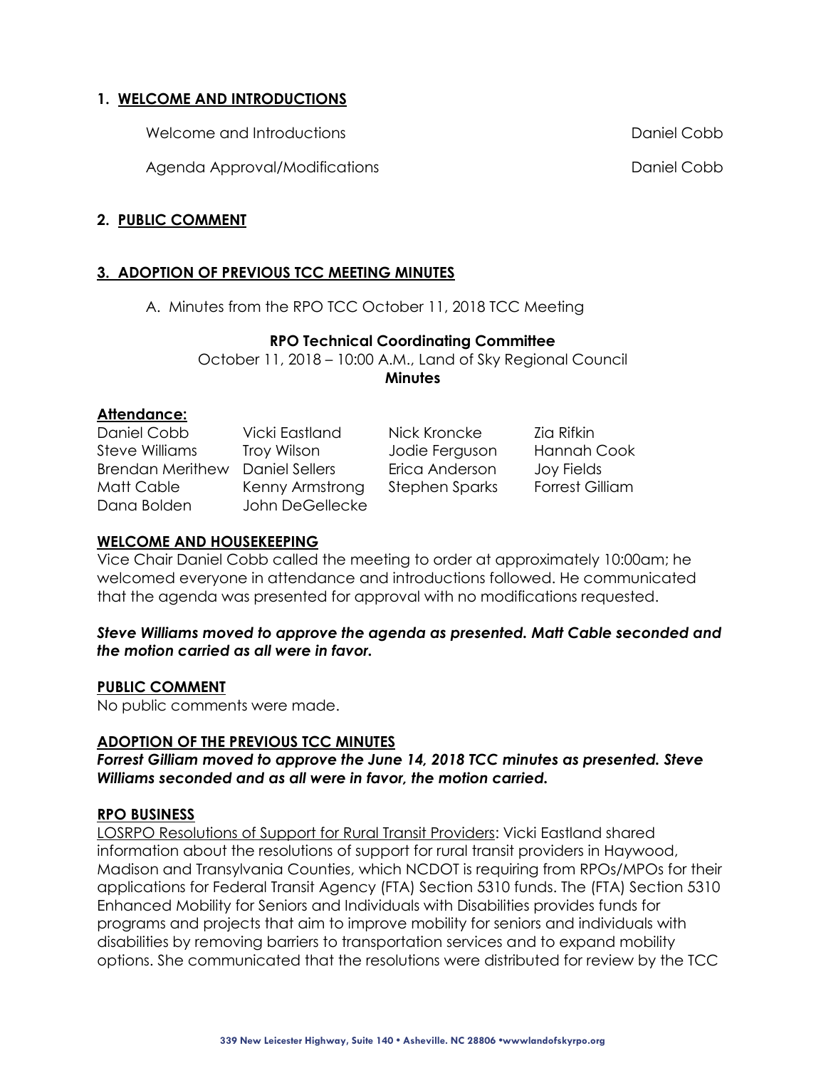## 1. WELCOME AND INTRODUCTIONS

Welcome and Introductions — Daniel Cobb

Agenda Approval/Modifications — Daniel Cobb

## 2. PUBLIC COMMENT

## 3. ADOPTION OF PREVIOUS TCC MEETING MINUTES

A. Minutes from the RPO TCC October 11, 2018 TCC Meeting

**RPO Technical Coordinating Committee**

October 11, 2018 – 10:00 A.M., Land of Sky Regional Council

**Minutes**

**Attendance:**

| | | | |
|---|---|---|---|
| Daniel Cobb | Vicki Eastland | Nick Kroncke | Zia Rifkin |
| Steve Williams | Troy Wilson | Jodie Ferguson | Hannah Cook |
| Brendan Merithew | Daniel Sellers | Erica Anderson | Joy Fields |
| Matt Cable | Kenny Armstrong | Stephen Sparks | Forrest Gilliam |
| Dana Bolden | John DeGellecke | | |

**WELCOME AND HOUSEKEEPING**

Vice Chair Daniel Cobb called the meeting to order at approximately 10:00am; he welcomed everyone in attendance and introductions followed. He communicated that the agenda was presented for approval with no modifications requested.

***Steve Williams moved to approve the agenda as presented. Matt Cable seconded and the motion carried as all were in favor.***

**PUBLIC COMMENT**

No public comments were made.

**ADOPTION OF THE PREVIOUS TCC MINUTES**

***Forrest Gilliam moved to approve the June 14, 2018 TCC minutes as presented. Steve Williams seconded and as all were in favor, the motion carried.***

**RPO BUSINESS**

LOSRPO Resolutions of Support for Rural Transit Providers: Vicki Eastland shared information about the resolutions of support for rural transit providers in Haywood, Madison and Transylvania Counties, which NCDOT is requiring from RPOs/MPOs for their applications for Federal Transit Agency (FTA) Section 5310 funds. The (FTA) Section 5310 Enhanced Mobility for Seniors and Individuals with Disabilities provides funds for programs and projects that aim to improve mobility for seniors and individuals with disabilities by removing barriers to transportation services and to expand mobility options. She communicated that the resolutions were distributed for review by the TCC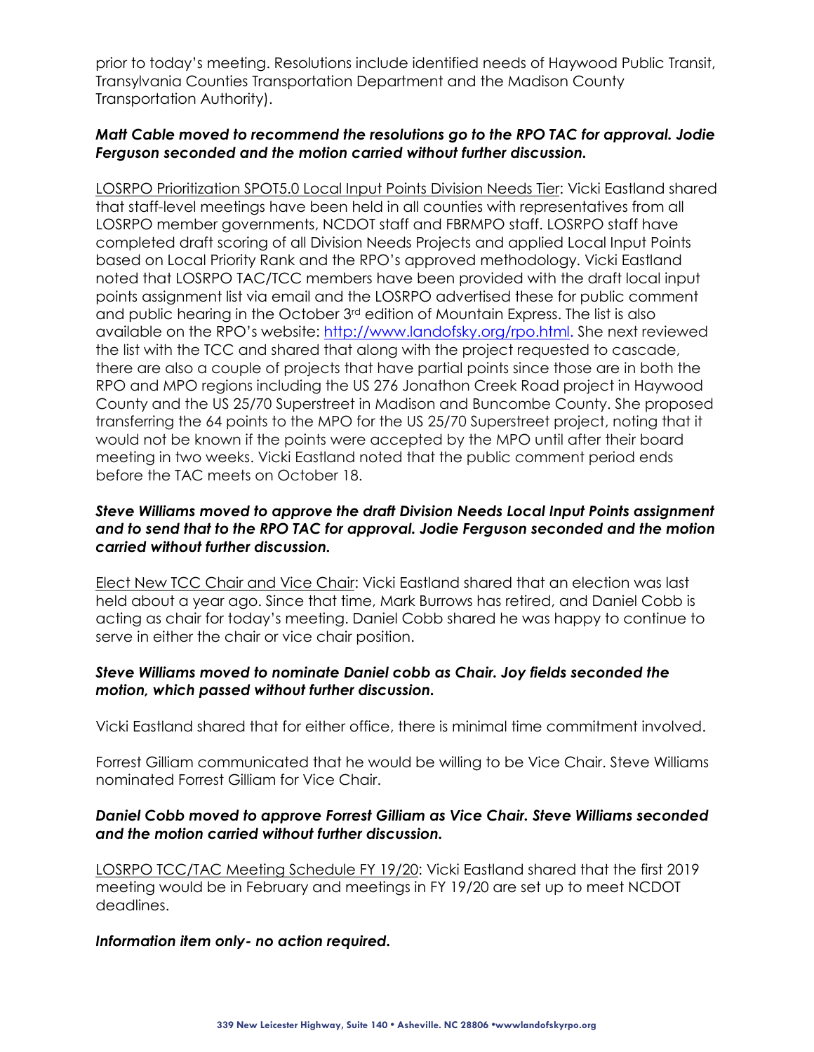prior to today's meeting. Resolutions include identified needs of Haywood Public Transit, Transylvania Counties Transportation Department and the Madison County Transportation Authority).

***Matt Cable moved to recommend the resolutions go to the RPO TAC for approval. Jodie Ferguson seconded and the motion carried without further discussion.***

LOSRPO Prioritization SPOT5.0 Local Input Points Division Needs Tier: Vicki Eastland shared that staff-level meetings have been held in all counties with representatives from all LOSRPO member governments, NCDOT staff and FBRMPO staff. LOSRPO staff have completed draft scoring of all Division Needs Projects and applied Local Input Points based on Local Priority Rank and the RPO's approved methodology. Vicki Eastland noted that LOSRPO TAC/TCC members have been provided with the draft local input points assignment list via email and the LOSRPO advertised these for public comment and public hearing in the October 3rd edition of Mountain Express. The list is also available on the RPO's website: http://www.landofsky.org/rpo.html. She next reviewed the list with the TCC and shared that along with the project requested to cascade, there are also a couple of projects that have partial points since those are in both the RPO and MPO regions including the US 276 Jonathon Creek Road project in Haywood County and the US 25/70 Superstreet in Madison and Buncombe County. She proposed transferring the 64 points to the MPO for the US 25/70 Superstreet project, noting that it would not be known if the points were accepted by the MPO until after their board meeting in two weeks. Vicki Eastland noted that the public comment period ends before the TAC meets on October 18.

***Steve Williams moved to approve the draft Division Needs Local Input Points assignment and to send that to the RPO TAC for approval. Jodie Ferguson seconded and the motion carried without further discussion.***

Elect New TCC Chair and Vice Chair: Vicki Eastland shared that an election was last held about a year ago. Since that time, Mark Burrows has retired, and Daniel Cobb is acting as chair for today's meeting. Daniel Cobb shared he was happy to continue to serve in either the chair or vice chair position.

***Steve Williams moved to nominate Daniel cobb as Chair. Joy fields seconded the motion, which passed without further discussion.***

Vicki Eastland shared that for either office, there is minimal time commitment involved.

Forrest Gilliam communicated that he would be willing to be Vice Chair. Steve Williams nominated Forrest Gilliam for Vice Chair.

***Daniel Cobb moved to approve Forrest Gilliam as Vice Chair. Steve Williams seconded and the motion carried without further discussion.***

LOSRPO TCC/TAC Meeting Schedule FY 19/20: Vicki Eastland shared that the first 2019 meeting would be in February and meetings in FY 19/20 are set up to meet NCDOT deadlines.

***Information item only- no action required.***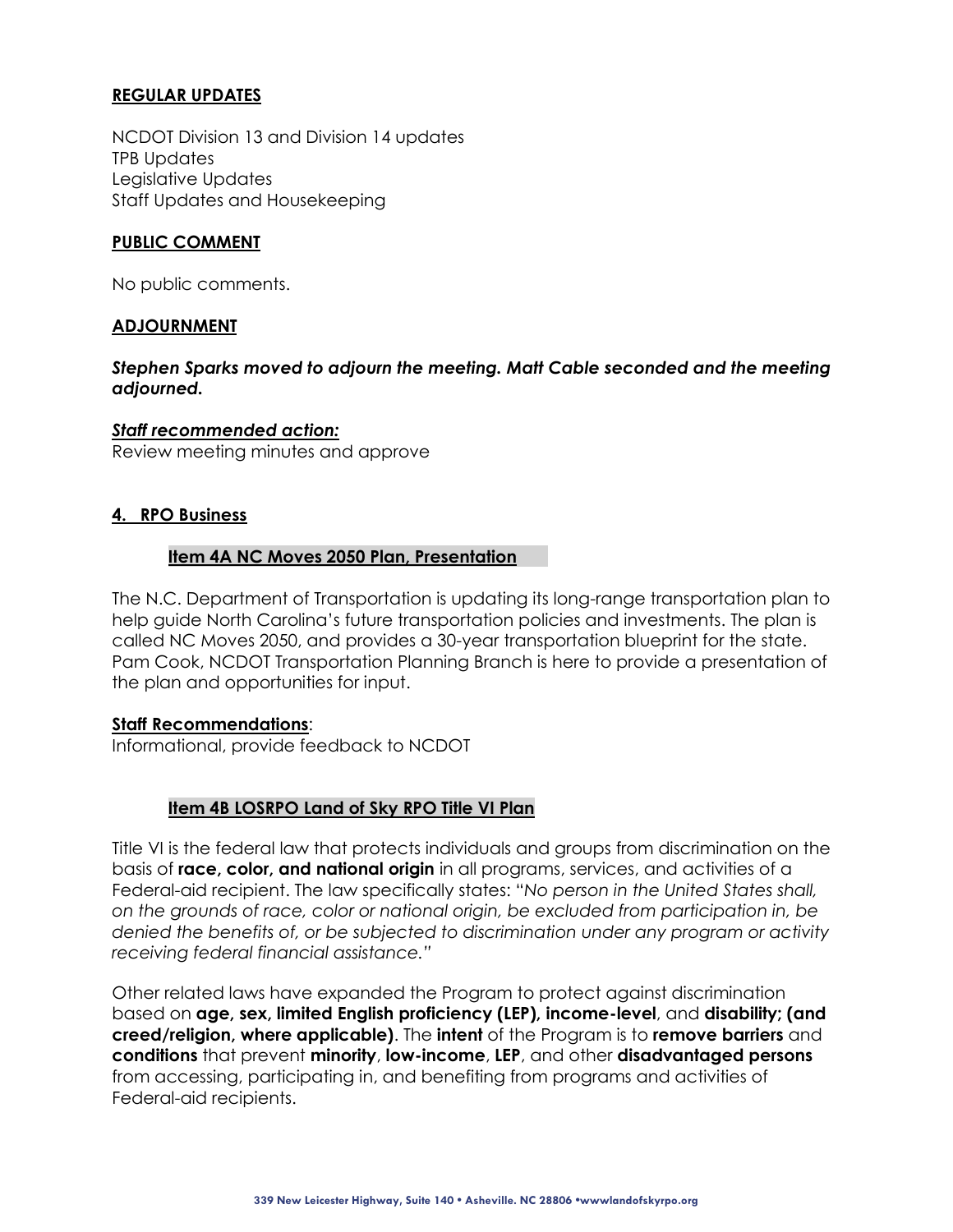**REGULAR UPDATES**

NCDOT Division 13 and Division 14 updates
TPB Updates
Legislative Updates
Staff Updates and Housekeeping

**PUBLIC COMMENT**

No public comments.

**ADJOURNMENT**

***Stephen Sparks moved to adjourn the meeting. Matt Cable seconded and the meeting adjourned.***

***Staff recommended action:***
Review meeting minutes and approve

## 4. RPO Business

### Item 4A NC Moves 2050 Plan, Presentation

The N.C. Department of Transportation is updating its long-range transportation plan to help guide North Carolina's future transportation policies and investments. The plan is called NC Moves 2050, and provides a 30-year transportation blueprint for the state. Pam Cook, NCDOT Transportation Planning Branch is here to provide a presentation of the plan and opportunities for input.

**Staff Recommendations**:
Informational, provide feedback to NCDOT

### Item 4B LOSRPO Land of Sky RPO Title VI Plan

Title VI is the federal law that protects individuals and groups from discrimination on the basis of **race, color, and national origin** in all programs, services, and activities of a Federal-aid recipient. The law specifically states: "*No person in the United States shall, on the grounds of race, color or national origin, be excluded from participation in, be denied the benefits of, or be subjected to discrimination under any program or activity receiving federal financial assistance.*"

Other related laws have expanded the Program to protect against discrimination based on **age, sex, limited English proficiency (LEP), income-level**, and **disability; (and creed/religion, where applicable)**. The **intent** of the Program is to **remove barriers** and **conditions** that prevent **minority**, **low-income**, **LEP**, and other **disadvantaged persons** from accessing, participating in, and benefiting from programs and activities of Federal-aid recipients.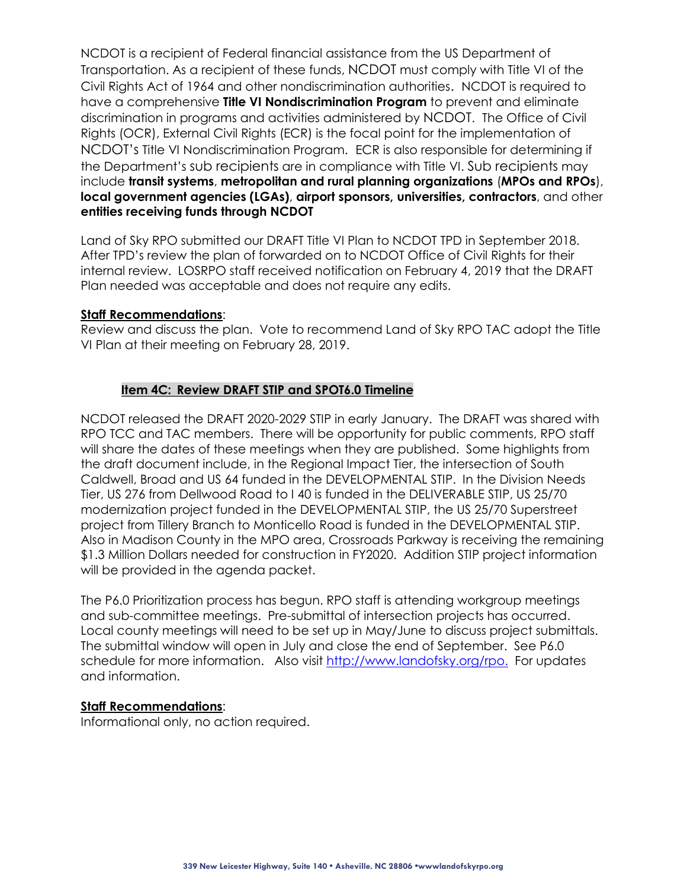NCDOT is a recipient of Federal financial assistance from the US Department of Transportation. As a recipient of these funds, NCDOT must comply with Title VI of the Civil Rights Act of 1964 and other nondiscrimination authorities. NCDOT is required to have a comprehensive **Title VI Nondiscrimination Program** to prevent and eliminate discrimination in programs and activities administered by NCDOT. The Office of Civil Rights (OCR), External Civil Rights (ECR) is the focal point for the implementation of NCDOT's Title VI Nondiscrimination Program. ECR is also responsible for determining if the Department's sub recipients are in compliance with Title VI. Sub recipients may include **transit systems**, **metropolitan and rural planning organizations** (**MPOs and RPOs**), **local government agencies (LGAs)**, **airport sponsors, universities, contractors**, and other **entities receiving funds through NCDOT**

Land of Sky RPO submitted our DRAFT Title VI Plan to NCDOT TPD in September 2018. After TPD's review the plan of forwarded on to NCDOT Office of Civil Rights for their internal review. LOSRPO staff received notification on February 4, 2019 that the DRAFT Plan needed was acceptable and does not require any edits.

**Staff Recommendations**:
Review and discuss the plan. Vote to recommend Land of Sky RPO TAC adopt the Title VI Plan at their meeting on February 28, 2019.

## Item 4C: Review DRAFT STIP and SPOT6.0 Timeline

NCDOT released the DRAFT 2020-2029 STIP in early January. The DRAFT was shared with RPO TCC and TAC members. There will be opportunity for public comments, RPO staff will share the dates of these meetings when they are published. Some highlights from the draft document include, in the Regional Impact Tier, the intersection of South Caldwell, Broad and US 64 funded in the DEVELOPMENTAL STIP. In the Division Needs Tier, US 276 from Dellwood Road to I 40 is funded in the DELIVERABLE STIP, US 25/70 modernization project funded in the DEVELOPMENTAL STIP, the US 25/70 Superstreet project from Tillery Branch to Monticello Road is funded in the DEVELOPMENTAL STIP. Also in Madison County in the MPO area, Crossroads Parkway is receiving the remaining $1.3 Million Dollars needed for construction in FY2020. Addition STIP project information will be provided in the agenda packet.

The P6.0 Prioritization process has begun. RPO staff is attending workgroup meetings and sub-committee meetings. Pre-submittal of intersection projects has occurred. Local county meetings will need to be set up in May/June to discuss project submittals. The submittal window will open in July and close the end of September. See P6.0 schedule for more information. Also visit http://www.landofsky.org/rpo. For updates and information.

**Staff Recommendations**:
Informational only, no action required.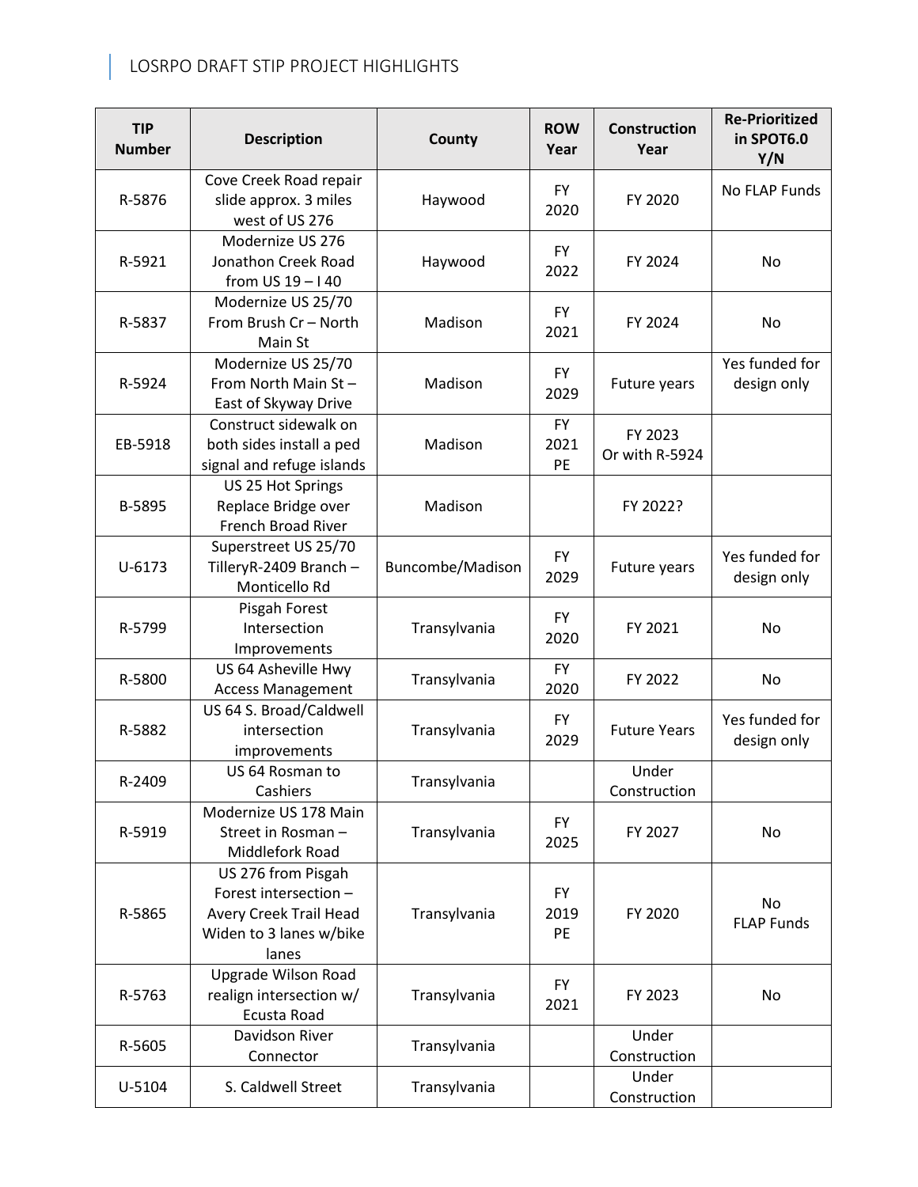# LOSRPO DRAFT STIP PROJECT HIGHLIGHTS

| TIP Number | Description | County | ROW Year | Construction Year | Re-Prioritized in SPOT6.0 Y/N |
|---|---|---|---|---|---|
| R-5876 | Cove Creek Road repair slide approx. 3 miles west of US 276 | Haywood | FY 2020 | FY 2020 | No FLAP Funds |
| R-5921 | Modernize US 276 Jonathon Creek Road from US 19 – I 40 | Haywood | FY 2022 | FY 2024 | No |
| R-5837 | Modernize US 25/70 From Brush Cr – North Main St | Madison | FY 2021 | FY 2024 | No |
| R-5924 | Modernize US 25/70 From North Main St – East of Skyway Drive | Madison | FY 2029 | Future years | Yes funded for design only |
| EB-5918 | Construct sidewalk on both sides install a ped signal and refuge islands | Madison | FY 2021 PE | FY 2023 Or with R-5924 | |
| B-5895 | US 25 Hot Springs Replace Bridge over French Broad River | Madison | | FY 2022? | |
| U-6173 | Superstreet US 25/70 TilleryR-2409 Branch – Monticello Rd | Buncombe/Madison | FY 2029 | Future years | Yes funded for design only |
| R-5799 | Pisgah Forest Intersection Improvements | Transylvania | FY 2020 | FY 2021 | No |
| R-5800 | US 64 Asheville Hwy Access Management | Transylvania | FY 2020 | FY 2022 | No |
| R-5882 | US 64 S. Broad/Caldwell intersection improvements | Transylvania | FY 2029 | Future Years | Yes funded for design only |
| R-2409 | US 64 Rosman to Cashiers | Transylvania | | Under Construction | |
| R-5919 | Modernize US 178 Main Street in Rosman – Middlefork Road | Transylvania | FY 2025 | FY 2027 | No |
| R-5865 | US 276 from Pisgah Forest intersection – Avery Creek Trail Head Widen to 3 lanes w/bike lanes | Transylvania | FY 2019 PE | FY 2020 | No FLAP Funds |
| R-5763 | Upgrade Wilson Road realign intersection w/ Ecusta Road | Transylvania | FY 2021 | FY 2023 | No |
| R-5605 | Davidson River Connector | Transylvania | | Under Construction | |
| U-5104 | S. Caldwell Street | Transylvania | | Under Construction | |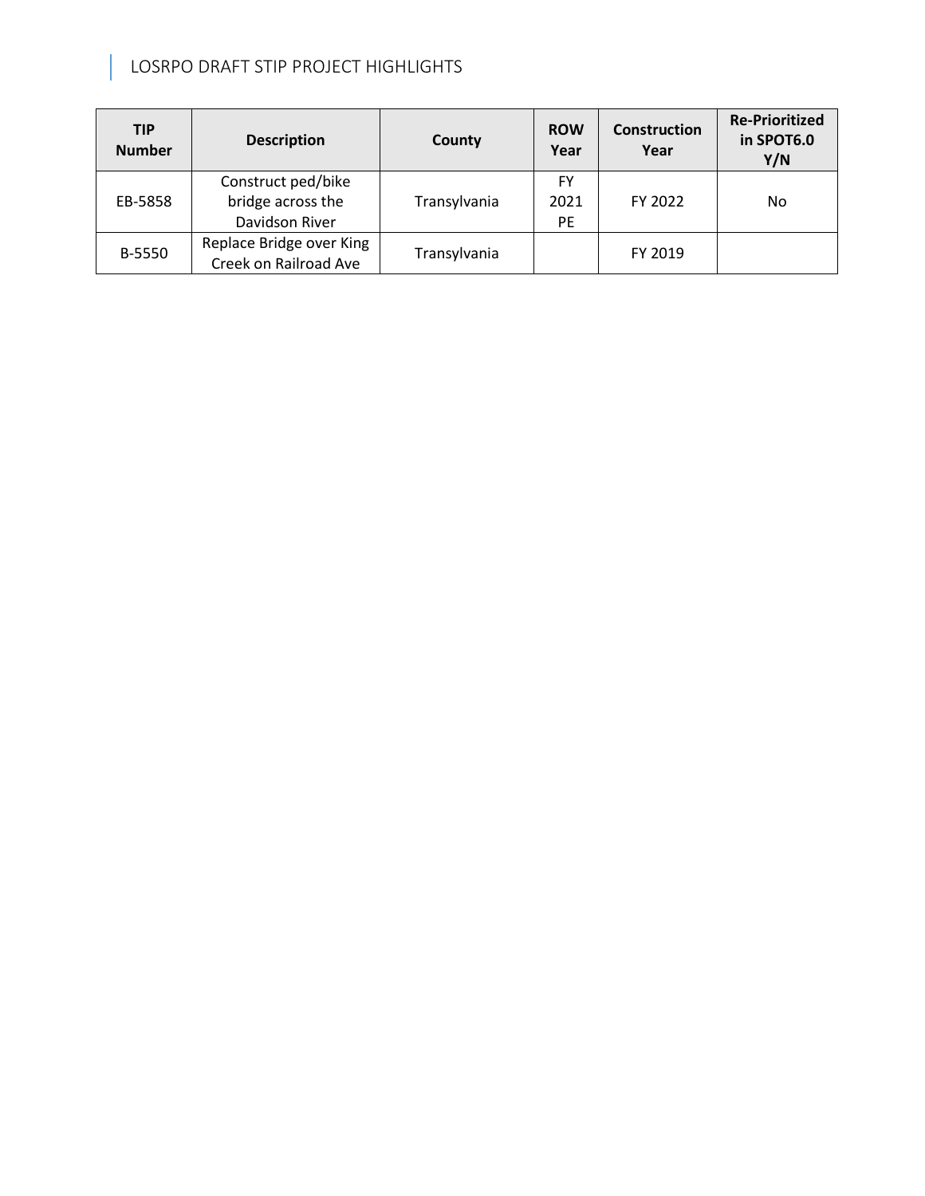# LOSRPO DRAFT STIP PROJECT HIGHLIGHTS

| TIP Number | Description | County | ROW Year | Construction Year | Re-Prioritized in SPOT6.0 Y/N |
|---|---|---|---|---|---|
| EB-5858 | Construct ped/bike bridge across the Davidson River | Transylvania | FY 2021 PE | FY 2022 | No |
| B-5550 | Replace Bridge over King Creek on Railroad Ave | Transylvania | | FY 2019 | |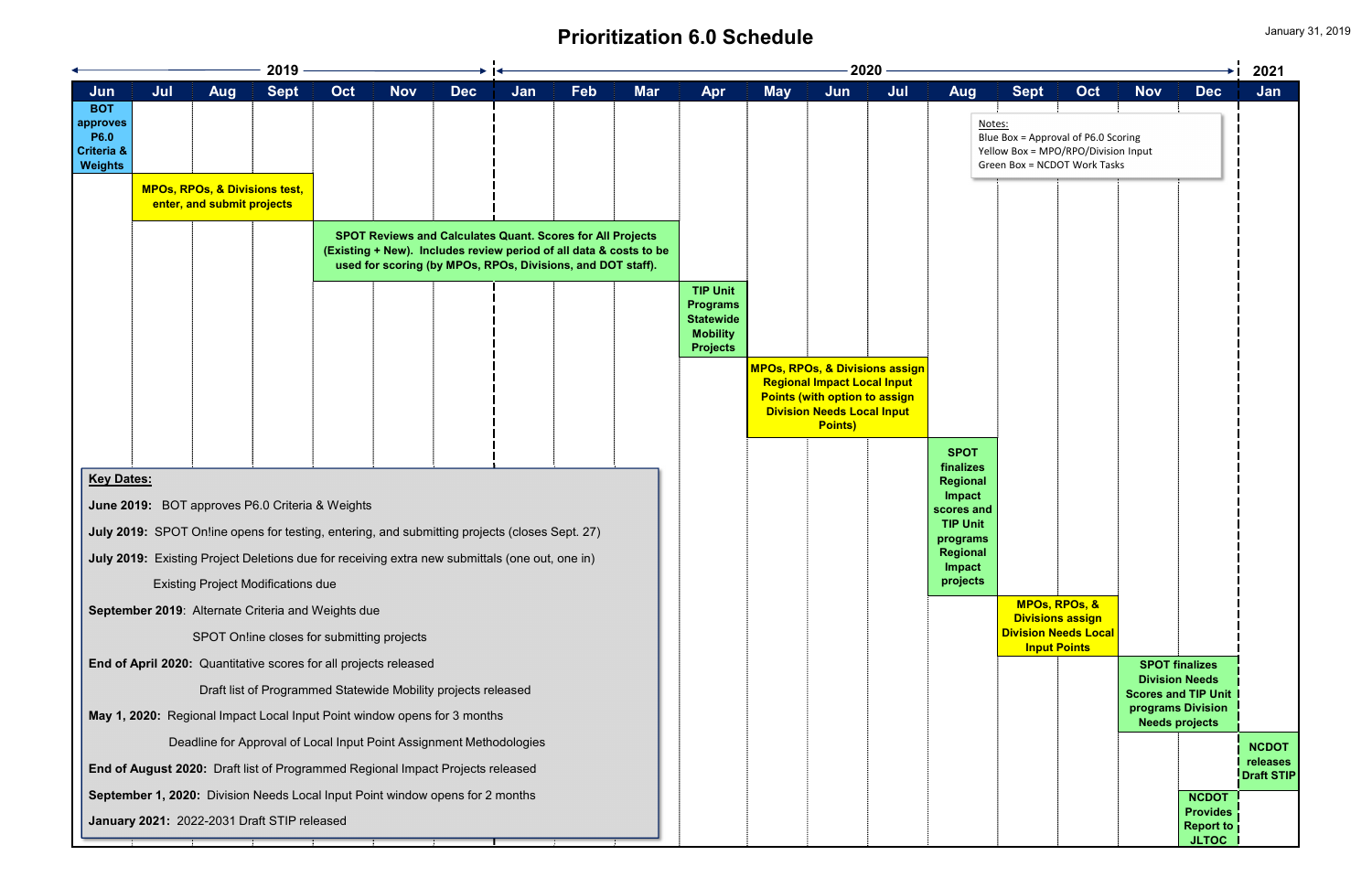# Prioritization 6.0 Schedule

January 31, 2019

| 2019 | | | | | | | 2020 | | | | | | | | | | | | 2021 |
|---|---|---|---|---|---|---|---|---|---|---|---|---|---|---|---|---|---|---|---|
| Jun | Jul | Aug | Sept | Oct | Nov | Dec | Jan | Feb | Mar | Apr | May | Jun | Jul | Aug | Sept | Oct | Nov | Dec | Jan |
| BOT approves P6.0 Criteria & Weights | | | | | | | | | | | | | | | | | | | |
| | MPOs, RPOs, & Divisions test, enter, and submit projects | | | | | | | | | | | | | | | | | | |
| | | | | SPOT Reviews and Calculates Quant. Scores for All Projects (Existing + New). Includes review period of all data & costs to be used for scoring (by MPOs, RPOs, Divisions, and DOT staff). | | | | | | | | | | | | | | | |
| | | | | | | | | | | TIP Unit Programs Statewide Mobility Projects | | | | | | | | | |
| | | | | | | | | | | | MPOs, RPOs, & Divisions assign Regional Impact Local Input Points (with option to assign Division Needs Local Input Points) | | | | | | | | |
| | | | | | | | | | | | | | | SPOT finalizes Regional Impact scores and TIP Unit programs Regional Impact projects | | | | | |
| | | | | | | | | | | | | | | | MPOs, RPOs, & Divisions assign Division Needs Local Input Points | | | | |
| | | | | | | | | | | | | | | | | | SPOT finalizes Division Needs Scores and TIP Unit programs Division Needs projects | | |
| | | | | | | | | | | | | | | | | | | | NCDOT releases Draft STIP |
| | | | | | | | | | | | | | | | | | | NCDOT Provides Report to JLTOC | |

Notes:
Blue Box = Approval of P6.0 Scoring
Yellow Box = MPO/RPO/Division Input
Green Box = NCDOT Work Tasks

**Key Dates:**

**June 2019:** BOT approves P6.0 Criteria & Weights

**July 2019:** SPOT On!ine opens for testing, entering, and submitting projects (closes Sept. 27)

**July 2019:** Existing Project Deletions due for receiving extra new submittals (one out, one in)

Existing Project Modifications due

**September 2019**: Alternate Criteria and Weights due

SPOT On!ine closes for submitting projects

**End of April 2020:** Quantitative scores for all projects released

Draft list of Programmed Statewide Mobility projects released

**May 1, 2020:** Regional Impact Local Input Point window opens for 3 months

Deadline for Approval of Local Input Point Assignment Methodologies

**End of August 2020:** Draft list of Programmed Regional Impact Projects released

**September 1, 2020:** Division Needs Local Input Point window opens for 2 months

**January 2021:** 2022-2031 Draft STIP released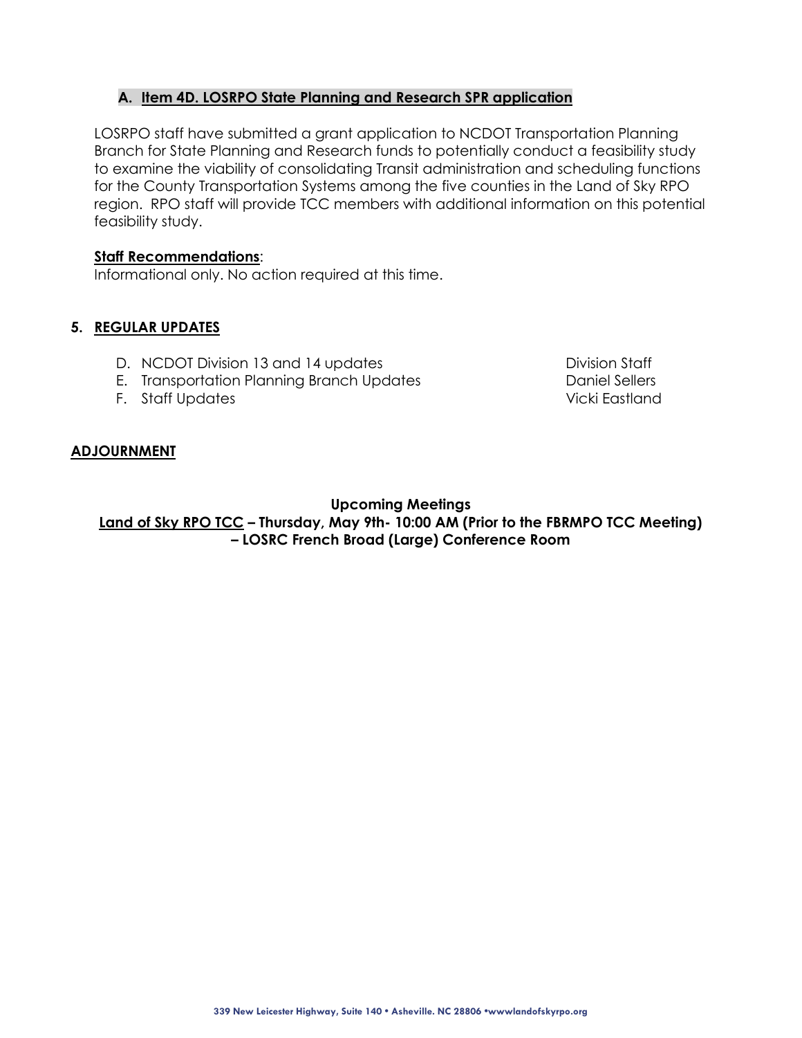### A. Item 4D. LOSRPO State Planning and Research SPR application

LOSRPO staff have submitted a grant application to NCDOT Transportation Planning Branch for State Planning and Research funds to potentially conduct a feasibility study to examine the viability of consolidating Transit administration and scheduling functions for the County Transportation Systems among the five counties in the Land of Sky RPO region. RPO staff will provide TCC members with additional information on this potential feasibility study.

**Staff Recommendations**:
Informational only. No action required at this time.

## 5. REGULAR UPDATES

D. NCDOT Division 13 and 14 updates — Division Staff
E. Transportation Planning Branch Updates — Daniel Sellers
F. Staff Updates — Vicki Eastland

## ADJOURNMENT

**Upcoming Meetings**

**Land of Sky RPO TCC – Thursday, May 9th- 10:00 AM (Prior to the FBRMPO TCC Meeting) – LOSRC French Broad (Large) Conference Room**

339 New Leicester Highway, Suite 140 • Asheville. NC 28806 •wwwlandofskyrpo.org